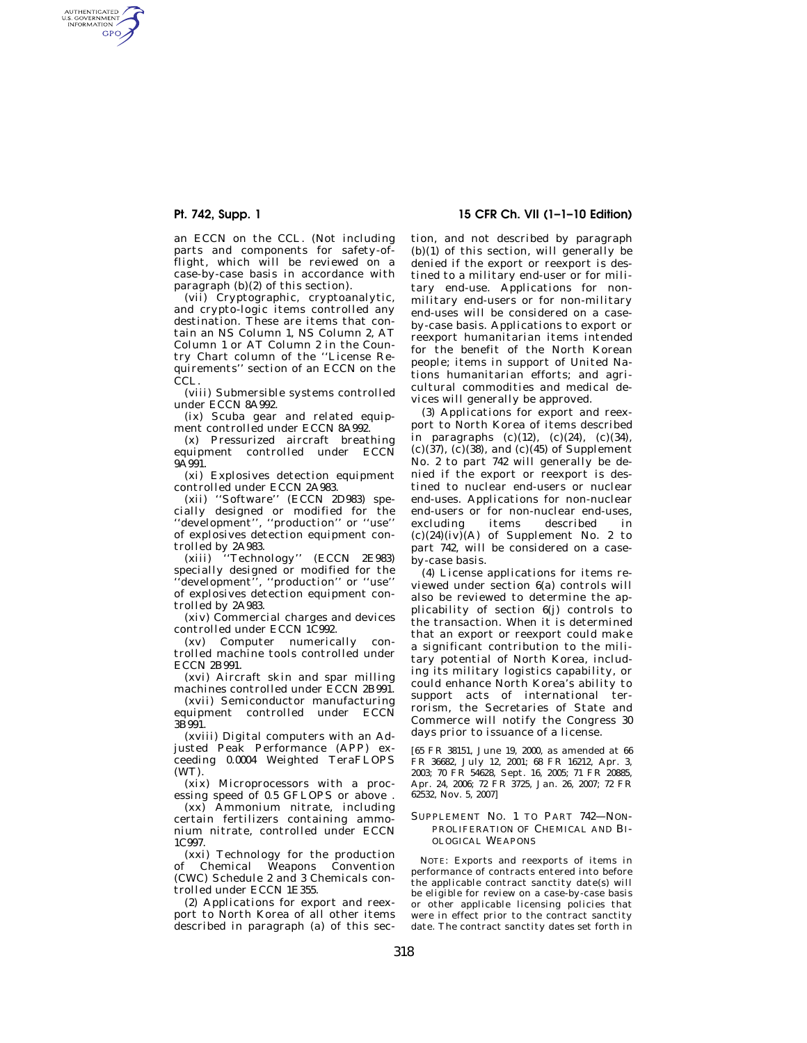an ECCN on the CCL. (Not including parts and components for safety-of-flight, which will be reviewed on a case-by-case basis in accordance with paragraph (b)(2) of this section).

(vii) Cryptographic, cryptoanalytic, and crypto-logic items controlled any destination. These are items that contain an NS Column 1, NS Column 2, AT Column 1 or AT Column 2 in the Country Chart column of the ''License Requirements'' section of an ECCN on the CCL.

(viii) Submersible systems controlled under ECCN 8A992.

(ix) Scuba gear and related equipment controlled under ECCN 8A992.

(x) Pressurized aircraft breathing equipment controlled under ECCN 9A991.

(xi) Explosives detection equipment controlled under ECCN 2A983.

(xii) ''Software'' (ECCN 2D983) specially designed or modified for the ''development'', ''production'' or ''use'' of explosives detection equipment controlled by 2A983.

(xiii) ''Technology'' (ECCN 2E983) specially designed or modified for the ''development'', ''production'' or ''use'' of explosives detection equipment controlled by 2A983.

(xiv) Commercial charges and devices controlled under ECCN 1C992.

(xv) Computer numerically controlled machine tools controlled under ECCN 2B991.

(xvi) Aircraft skin and spar milling machines controlled under ECCN 2B991.

(xvii) Semiconductor manufacturing equipment controlled under ECCN 3B991.

(xviii) Digital computers with an Adjusted Peak Performance (APP) exceeding 0.0004 Weighted TeraFLOPS (WT).

(xix) Microprocessors with a processing speed of 0.5 GFLOPS or above .

(xx) Ammonium nitrate, including certain fertilizers containing ammonium nitrate, controlled under ECCN 1C997.

(xxi) Technology for the production of Chemical Weapons Convention (CWC) Schedule 2 and 3 Chemicals controlled under ECCN 1E355.

(2) Applications for export and reexport to North Korea of all other items described in paragraph (a) of this section, and not described by paragraph (b)(1) of this section, will generally be denied if the export or reexport is destined to a military end-user or for military end-use. Applications for non-military end-users or for non-military end-uses will be considered on a case-by-case basis. Applications to export or reexport humanitarian items intended for the benefit of the North Korean people; items in support of United Nations humanitarian efforts; and agricultural commodities and medical devices will generally be approved.

(3) Applications for export and reexport to North Korea of items described in paragraphs (c)(12), (c)(24), (c)(34), (c)(37), (c)(38), and (c)(45) of Supplement No. 2 to part 742 will generally be denied if the export or reexport is destined to nuclear end-users or nuclear end-uses. Applications for non-nuclear end-users or for non-nuclear end-uses, excluding items described in (c)(24)(iv)(A) of Supplement No. 2 to part 742, will be considered on a case-by-case basis.

(4) License applications for items reviewed under section 6(a) controls will also be reviewed to determine the applicability of section 6(j) controls to the transaction. When it is determined that an export or reexport could make a significant contribution to the military potential of North Korea, including its military logistics capability, or could enhance North Korea's ability to support acts of international terrorism, the Secretaries of State and Commerce will notify the Congress 30 days prior to issuance of a license.

[65 FR 38151, June 19, 2000, as amended at 66 FR 36682, July 12, 2001; 68 FR 16212, Apr. 3, 2003; 70 FR 54628, Sept. 16, 2005; 71 FR 20885, Apr. 24, 2006; 72 FR 3725, Jan. 26, 2007; 72 FR 62532, Nov. 5, 2007]

## SUPPLEMENT NO. 1 TO PART 742—NONPROLIFERATION OF CHEMICAL AND BIOLOGICAL WEAPONS

NOTE: Exports and reexports of items in performance of contracts entered into before the applicable contract sanctity date(s) will be eligible for review on a case-by-case basis or other applicable licensing policies that were in effect prior to the contract sanctity date. The contract sanctity dates set forth in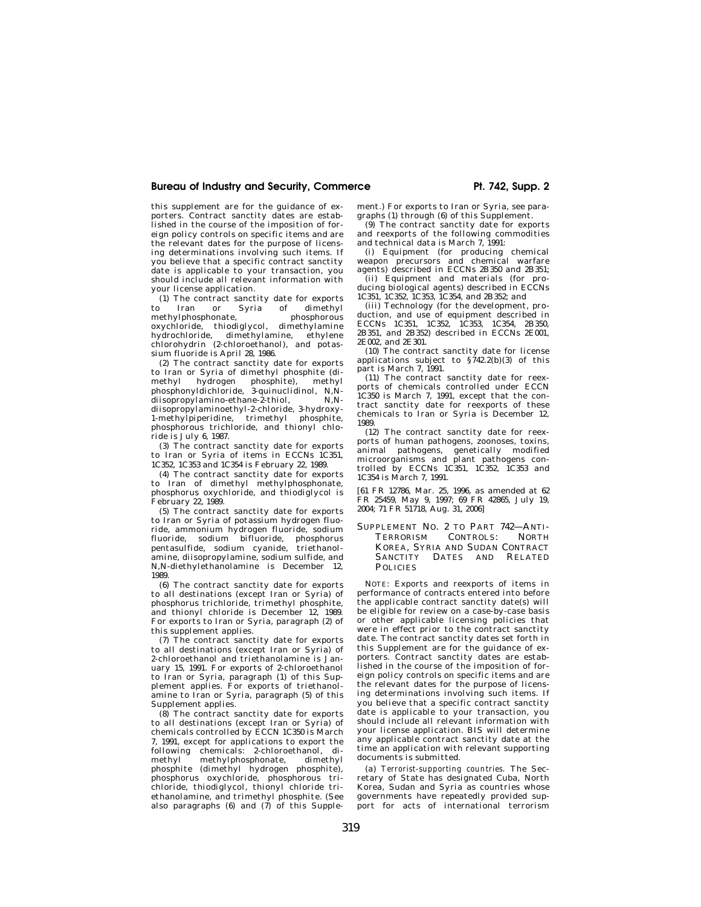this supplement are for the guidance of exporters. Contract sanctity dates are established in the course of the imposition of foreign policy controls on specific items and are the relevant dates for the purpose of licensing determinations involving such items. If you believe that a specific contract sanctity date is applicable to your transaction, you should include all relevant information with your license application.

(1) The contract sanctity date for exports to Iran or Syria of dimethyl methylphosphonate, phosphorous oxychloride, thiodiglycol, dimethylamine hydrochloride, dimethylamine, ethylene chlorohydrin (2-chloroethanol), and potassium fluoride is April 28, 1986.

(2) The contract sanctity date for exports to Iran or Syria of dimethyl phosphite (dimethyl hydrogen phosphite), methyl phosphonyldichloride, 3-quinuclidinol, N,N-diisopropylamino-ethane-2-thiol, N,N-diisopropylaminoethyl-2-chloride, 3-hydroxy-1-methylpiperidine, trimethyl phosphite, phosphorous trichloride, and thionyl chloride is July 6, 1987.

(3) The contract sanctity date for exports to Iran or Syria of items in ECCNs 1C351, 1C352, 1C353 and 1C354 is February 22, 1989.

(4) The contract sanctity date for exports to Iran of dimethyl methylphosphonate, phosphorus oxychloride, and thiodiglycol is February 22, 1989.

(5) The contract sanctity date for exports to Iran or Syria of potassium hydrogen fluoride, ammonium hydrogen fluoride, sodium fluoride, sodium bifluoride, phosphorus pentasulfide, sodium cyanide, triethanolamine, diisopropylamine, sodium sulfide, and N,N-diethylethanolamine is December 12, 1989.

(6) The contract sanctity date for exports to all destinations (except Iran or Syria) of phosphorus trichloride, trimethyl phosphite, and thionyl chloride is December 12, 1989. For exports to Iran or Syria, paragraph (2) of this supplement applies.

(7) The contract sanctity date for exports to all destinations (except Iran or Syria) of 2-chloroethanol and triethanolamine is January 15, 1991. For exports of 2-chloroethanol to Iran or Syria, paragraph (1) of this Supplement applies. For exports of triethanolamine to Iran or Syria, paragraph (5) of this Supplement applies.

(8) The contract sanctity date for exports to all destinations (except Iran or Syria) of chemicals controlled by ECCN 1C350 is March 7, 1991, except for applications to export the following chemicals: 2-chloroethanol, dimethyl methylphosphonate, dimethyl phosphite (dimethyl hydrogen phosphite), phosphorus oxychloride, phosphorous trichloride, thiodiglycol, thionyl chloride triethanolamine, and trimethyl phosphite. (See also paragraphs (6) and (7) of this Supplement.) For exports to Iran or Syria, see paragraphs (1) through (6) of this Supplement.

(9) The contract sanctity date for exports and reexports of the following commodities and technical data is March 7, 1991:

(i) Equipment (for producing chemical weapon precursors and chemical warfare agents) described in ECCNs 2B350 and 2B351;

(ii) Equipment and materials (for producing biological agents) described in ECCNs 1C351, 1C352, 1C353, 1C354, and 2B352; and

(iii) Technology (for the development, production, and use of equipment described in ECCNs 1C351, 1C352, 1C353, 1C354, 2B350, 2B351, and 2B352) described in ECCNs 2E001, 2E002, and 2E301.

(10) The contract sanctity date for license applications subject to §742.2(b)(3) of this part is March 7, 1991.

(11) The contract sanctity date for reexports of chemicals controlled under ECCN 1C350 is March 7, 1991, except that the contract sanctity date for reexports of these chemicals to Iran or Syria is December 12, 1989.

(12) The contract sanctity date for reexports of human pathogens, zoonoses, toxins, animal pathogens, genetically modified microorganisms and plant pathogens controlled by ECCNs 1C351, 1C352, 1C353 and 1C354 is March 7, 1991.

[61 FR 12786, Mar. 25, 1996, as amended at 62 FR 25459, May 9, 1997; 69 FR 42865, July 19, 2004; 71 FR 51718, Aug. 31, 2006]

## SUPPLEMENT NO. 2 TO PART 742—ANTI-TERRORISM CONTROLS: NORTH KOREA, SYRIA AND SUDAN CONTRACT SANCTITY DATES AND RELATED POLICIES

NOTE: Exports and reexports of items in performance of contracts entered into before the applicable contract sanctity date(s) will be eligible for review on a case-by-case basis or other applicable licensing policies that were in effect prior to the contract sanctity date. The contract sanctity dates set forth in this Supplement are for the guidance of exporters. Contract sanctity dates are established in the course of the imposition of foreign policy controls on specific items and are the relevant dates for the purpose of licensing determinations involving such items. If you believe that a specific contract sanctity date is applicable to your transaction, you should include all relevant information with your license application. BIS will determine any applicable contract sanctity date at the time an application with relevant supporting documents is submitted.

(a) *Terrorist-supporting countries.* The Secretary of State has designated Cuba, North Korea, Sudan and Syria as countries whose governments have repeatedly provided support for acts of international terrorism